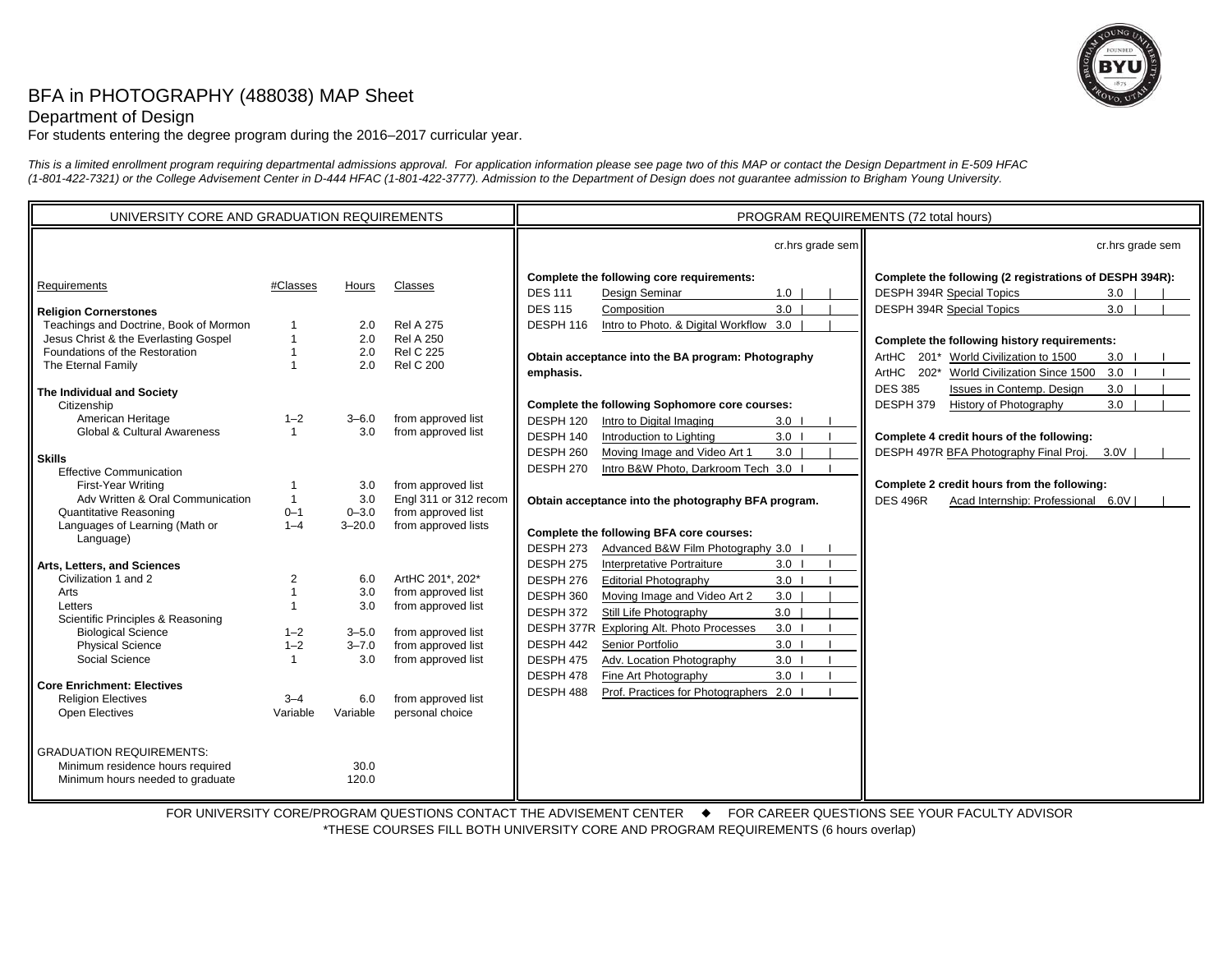# BFA in PHOTOGRAPHY (488038) MAP Sheet

## Department of Design

For students entering the degree program during the 2016–2017 curricular year.

*This is a limited enrollment program requiring departmental admissions approval. For application information please see page two of this MAP or contact the Design Department in E-509 HFAC (1-801-422-7321) or the College Advisement Center in D-444 HFAC (1-801-422-3777). Admission to the Department of Design does not guarantee admission to Brigham Young University.*

## UNIVERSITY CORE AND GRADUATION REQUIREMENTS

| Requirements | #Classes | Hours | Classes |
|---|---|---|---|
| **Religion Cornerstones** | | | |
| Teachings and Doctrine, Book of Mormon | 1 | 2.0 | Rel A 275 |
| Jesus Christ & the Everlasting Gospel | 1 | 2.0 | Rel A 250 |
| Foundations of the Restoration | 1 | 2.0 | Rel C 225 |
| The Eternal Family | 1 | 2.0 | Rel C 200 |
| **The Individual and Society** | | | |
| Citizenship | | | |
| American Heritage | 1–2 | 3–6.0 | from approved list |
| Global & Cultural Awareness | 1 | 3.0 | from approved list |
| **Skills** | | | |
| Effective Communication | | | |
| First-Year Writing | 1 | 3.0 | from approved list |
| Adv Written & Oral Communication | 1 | 3.0 | Engl 311 or 312 recom |
| Quantitative Reasoning | 0–1 | 0–3.0 | from approved list |
| Languages of Learning (Math or Language) | 1–4 | 3–20.0 | from approved lists |
| **Arts, Letters, and Sciences** | | | |
| Civilization 1 and 2 | 2 | 6.0 | ArtHC 201*, 202* |
| Arts | 1 | 3.0 | from approved list |
| Letters | 1 | 3.0 | from approved list |
| Scientific Principles & Reasoning | | | |
| Biological Science | 1–2 | 3–5.0 | from approved list |
| Physical Science | 1–2 | 3–7.0 | from approved list |
| Social Science | 1 | 3.0 | from approved list |
| **Core Enrichment: Electives** | | | |
| Religion Electives | 3–4 | 6.0 | from approved list |
| Open Electives | Variable | Variable | personal choice |

GRADUATION REQUIREMENTS:

| | Hours |
|---|---|
| Minimum residence hours required | 30.0 |
| Minimum hours needed to graduate | 120.0 |

## PROGRAM REQUIREMENTS (72 total hours)

**Complete the following core requirements:**

| Course | Title | cr.hrs | grade | sem |
|---|---|---|---|---|
| DES 111 | Design Seminar | 1.0 | | |
| DES 115 | Composition | 3.0 | | |
| DESPH 116 | Intro to Photo. & Digital Workflow | 3.0 | | |

**Obtain acceptance into the BA program: Photography emphasis.**

**Complete the following Sophomore core courses:**

| Course | Title | cr.hrs | grade | sem |
|---|---|---|---|---|
| DESPH 120 | Intro to Digital Imaging | 3.0 | | |
| DESPH 140 | Introduction to Lighting | 3.0 | | |
| DESPH 260 | Moving Image and Video Art 1 | 3.0 | | |
| DESPH 270 | Intro B&W Photo, Darkroom Tech | 3.0 | | |

**Obtain acceptance into the photography BFA program.**

**Complete the following BFA core courses:**

| Course | Title | cr.hrs | grade | sem |
|---|---|---|---|---|
| DESPH 273 | Advanced B&W Film Photography | 3.0 | | |
| DESPH 275 | Interpretative Portraiture | 3.0 | | |
| DESPH 276 | Editorial Photography | 3.0 | | |
| DESPH 360 | Moving Image and Video Art 2 | 3.0 | | |
| DESPH 372 | Still Life Photography | 3.0 | | |
| DESPH 377R | Exploring Alt. Photo Processes | 3.0 | | |
| DESPH 442 | Senior Portfolio | 3.0 | | |
| DESPH 475 | Adv. Location Photography | 3.0 | | |
| DESPH 478 | Fine Art Photography | 3.0 | | |
| DESPH 488 | Prof. Practices for Photographers | 2.0 | | |

**Complete the following (2 registrations of DESPH 394R):**

| Course | Title | cr.hrs | grade | sem |
|---|---|---|---|---|
| DESPH 394R | Special Topics | 3.0 | | |
| DESPH 394R | Special Topics | 3.0 | | |

**Complete the following history requirements:**

| Course | Title | cr.hrs | grade | sem |
|---|---|---|---|---|
| ArtHC 201* | World Civilization to 1500 | 3.0 | | |
| ArtHC 202* | World Civilization Since 1500 | 3.0 | | |
| DES 385 | Issues in Contemp. Design | 3.0 | | |
| DESPH 379 | History of Photography | 3.0 | | |

**Complete 4 credit hours of the following:**

| Course | Title | cr.hrs | grade | sem |
|---|---|---|---|---|
| DESPH 497R | BFA Photography Final Proj. | 3.0V | | |

**Complete 2 credit hours from the following:**

| Course | Title | cr.hrs | grade | sem |
|---|---|---|---|---|
| DES 496R | Acad Internship: Professional | 6.0V | | |

FOR UNIVERSITY CORE/PROGRAM QUESTIONS CONTACT THE ADVISEMENT CENTER ◆ FOR CAREER QUESTIONS SEE YOUR FACULTY ADVISOR

*THESE COURSES FILL BOTH UNIVERSITY CORE AND PROGRAM REQUIREMENTS (6 hours overlap)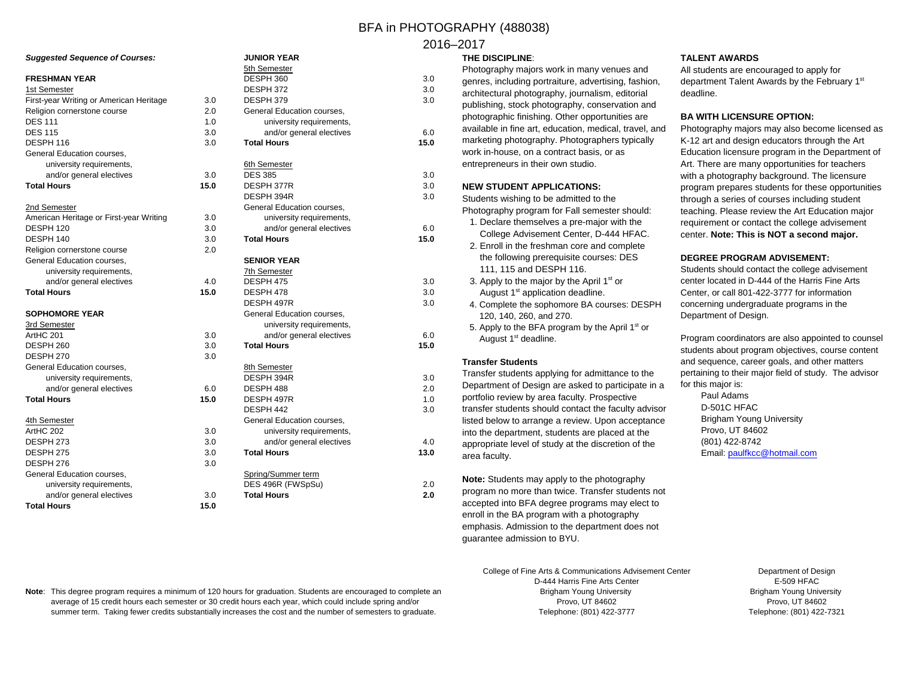# BFA in PHOTOGRAPHY (488038)

## 2016–2017

***Suggested Sequence of Courses:***

### FRESHMAN YEAR

| 1st Semester | |
|---|---|
| First-year Writing or American Heritage | 3.0 |
| Religion cornerstone course | 2.0 |
| DES 111 | 1.0 |
| DES 115 | 3.0 |
| DESPH 116 | 3.0 |
| General Education courses, university requirements, and/or general electives | 3.0 |
| **Total Hours** | **15.0** |

| 2nd Semester | |
|---|---|
| American Heritage or First-year Writing | 3.0 |
| DESPH 120 | 3.0 |
| DESPH 140 | 3.0 |
| Religion cornerstone course | 2.0 |
| General Education courses, university requirements, and/or general electives | 4.0 |
| **Total Hours** | **15.0** |

### SOPHOMORE YEAR

| 3rd Semester | |
|---|---|
| ArtHC 201 | 3.0 |
| DESPH 260 | 3.0 |
| DESPH 270 | 3.0 |
| General Education courses, university requirements, and/or general electives | 6.0 |
| **Total Hours** | **15.0** |

| 4th Semester | |
|---|---|
| ArtHC 202 | 3.0 |
| DESPH 273 | 3.0 |
| DESPH 275 | 3.0 |
| DESPH 276 | 3.0 |
| General Education courses, university requirements, and/or general electives | 3.0 |
| **Total Hours** | **15.0** |

### JUNIOR YEAR

| 5th Semester | |
|---|---|
| DESPH 360 | 3.0 |
| DESPH 372 | 3.0 |
| DESPH 379 | 3.0 |
| General Education courses, university requirements, and/or general electives | 6.0 |
| **Total Hours** | **15.0** |

| 6th Semester | |
|---|---|
| DES 385 | 3.0 |
| DESPH 377R | 3.0 |
| DESPH 394R | 3.0 |
| General Education courses, university requirements, and/or general electives | 6.0 |
| **Total Hours** | **15.0** |

### SENIOR YEAR

| 7th Semester | |
|---|---|
| DESPH 475 | 3.0 |
| DESPH 478 | 3.0 |
| DESPH 497R | 3.0 |
| General Education courses, university requirements, and/or general electives | 6.0 |
| **Total Hours** | **15.0** |

| 8th Semester | |
|---|---|
| DESPH 394R | 3.0 |
| DESPH 488 | 2.0 |
| DESPH 497R | 1.0 |
| DESPH 442 | 3.0 |
| General Education courses, university requirements, and/or general electives | 4.0 |
| **Total Hours** | **13.0** |

| Spring/Summer term | |
|---|---|
| DES 496R (FWSpSu) | 2.0 |
| **Total Hours** | **2.0** |

**Note**: This degree program requires a minimum of 120 hours for graduation. Students are encouraged to complete an average of 15 credit hours each semester or 30 credit hours each year, which could include spring and/or summer term. Taking fewer credits substantially increases the cost and the number of semesters to graduate.

### THE DISCIPLINE:

Photography majors work in many venues and genres, including portraiture, advertising, fashion, architectural photography, journalism, editorial publishing, stock photography, conservation and photographic finishing. Other opportunities are available in fine art, education, medical, travel, and marketing photography. Photographers typically work in-house, on a contract basis, or as entrepreneurs in their own studio.

### NEW STUDENT APPLICATIONS:

Students wishing to be admitted to the Photography program for Fall semester should:

1. Declare themselves a pre-major with the College Advisement Center, D-444 HFAC.
2. Enroll in the freshman core and complete the following prerequisite courses: DES 111, 115 and DESPH 116.
3. Apply to the major by the April 1st or August 1st application deadline.
4. Complete the sophomore BA courses: DESPH 120, 140, 260, and 270.
5. Apply to the BFA program by the April 1st or August 1st deadline.

#### Transfer Students

Transfer students applying for admittance to the Department of Design are asked to participate in a portfolio review by area faculty. Prospective transfer students should contact the faculty advisor listed below to arrange a review. Upon acceptance into the department, students are placed at the appropriate level of study at the discretion of the area faculty.

**Note:** Students may apply to the photography program no more than twice. Transfer students not accepted into BFA degree programs may elect to enroll in the BA program with a photography emphasis. Admission to the department does not guarantee admission to BYU.

### TALENT AWARDS

All students are encouraged to apply for department Talent Awards by the February 1st deadline.

### BA WITH LICENSURE OPTION:

Photography majors may also become licensed as K-12 art and design educators through the Art Education licensure program in the Department of Art. There are many opportunities for teachers with a photography background. The licensure program prepares students for these opportunities through a series of courses including student teaching. Please review the Art Education major requirement or contact the college advisement center. **Note: This is NOT a second major.**

### DEGREE PROGRAM ADVISEMENT:

Students should contact the college advisement center located in D-444 of the Harris Fine Arts Center, or call 801-422-3777 for information concerning undergraduate programs in the Department of Design.

Program coordinators are also appointed to counsel students about program objectives, course content and sequence, career goals, and other matters pertaining to their major field of study. The advisor for this major is:

Paul Adams
D-501C HFAC
Brigham Young University
Provo, UT 84602
(801) 422-8742
Email: paulfkcc@hotmail.com

College of Fine Arts & Communications Advisement Center
D-444 Harris Fine Arts Center
Brigham Young University
Provo, UT 84602
Telephone: (801) 422-3777

Department of Design
E-509 HFAC
Brigham Young University
Provo, UT 84602
Telephone: (801) 422-7321